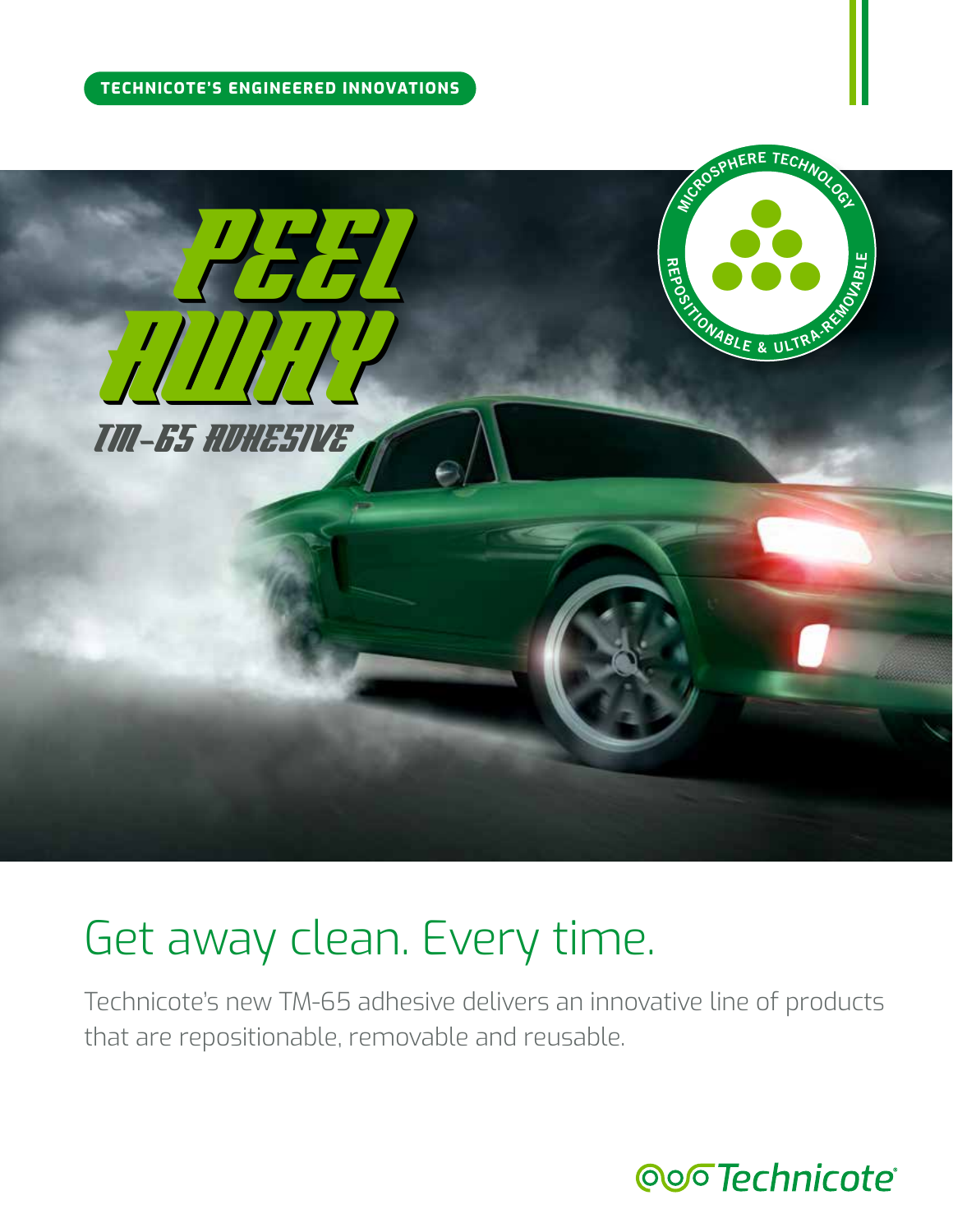**TECHNICOTE'S ENGINEERED INNOVATIONS**

# PEEL AWAY

## TM-65 ADHESIVE

MICROSPHERE TECHNOLOGY

REPOSITIONABLE & ULTRA-REMOVABLE

# Get away clean. Every time.

Technicote's new TM-65 adhesive delivers an innovative line of products that are repositionable, removable and reusable.

Technicote®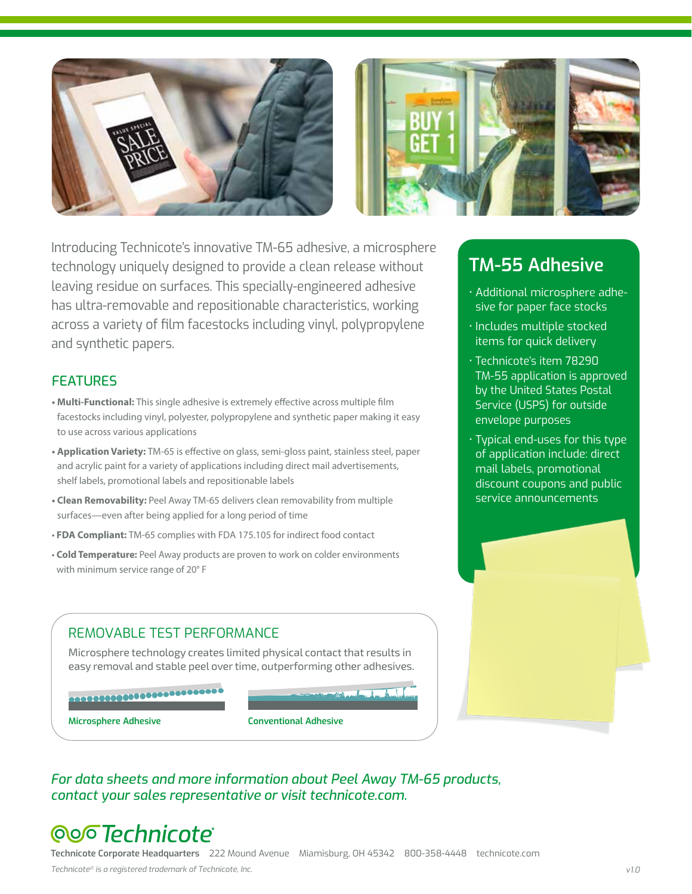Introducing Technicote's innovative TM-65 adhesive, a microsphere technology uniquely designed to provide a clean release without leaving residue on surfaces. This specially-engineered adhesive has ultra-removable and repositionable characteristics, working across a variety of film facestocks including vinyl, polypropylene and synthetic papers.

## FEATURES

- **Multi-Functional:** This single adhesive is extremely effective across multiple film facestocks including vinyl, polyester, polypropylene and synthetic paper making it easy to use across various applications
- **Application Variety:** TM-65 is effective on glass, semi-gloss paint, stainless steel, paper and acrylic paint for a variety of applications including direct mail advertisements, shelf labels, promotional labels and repositionable labels
- **Clean Removability:** Peel Away TM-65 delivers clean removability from multiple surfaces—even after being applied for a long period of time
- **FDA Compliant:** TM-65 complies with FDA 175.105 for indirect food contact
- **Cold Temperature:** Peel Away products are proven to work on colder environments with minimum service range of 20° F

## REMOVABLE TEST PERFORMANCE

Microsphere technology creates limited physical contact that results in easy removal and stable peel over time, outperforming other adhesives.

Microsphere Adhesive

Conventional Adhesive

## TM-55 Adhesive

- Additional microsphere adhesive for paper face stocks
- Includes multiple stocked items for quick delivery
- Technicote's item 78290 TM-55 application is approved by the United States Postal Service (USPS) for outside envelope purposes
- Typical end-uses for this type of application include: direct mail labels, promotional discount coupons and public service announcements

*For data sheets and more information about Peel Away TM-65 products, contact your sales representative or visit technicote.com.*

**Technicote Corporate Headquarters** 222 Mound Avenue Miamisburg, OH 45342 800-358-4448 technicote.com

*Technicote® is a registered trademark of Technicote, Inc.*

*v1.0*